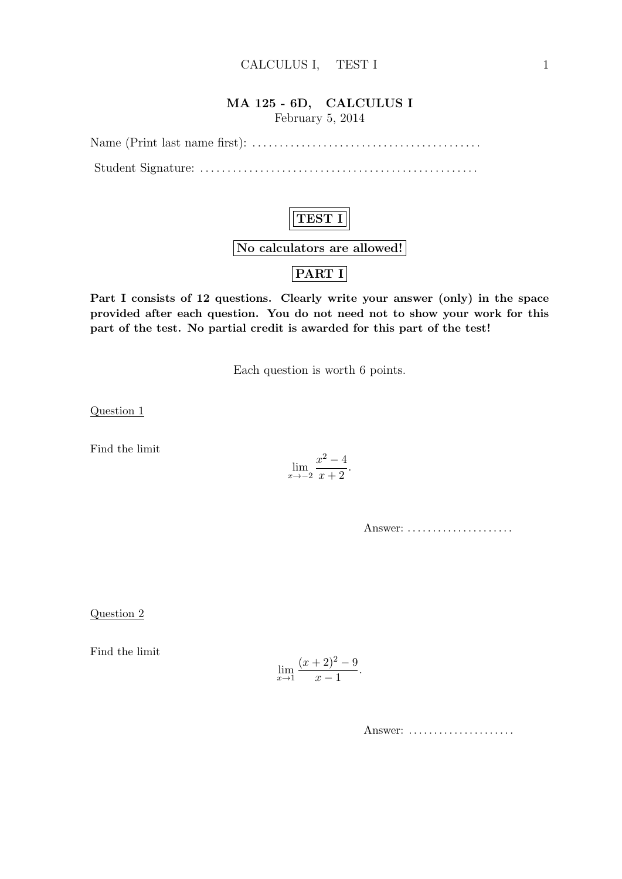# MA 125 - 6D, CALCULUS I

February 5, 2014

Name (Print last name first): .........................................

Student Signature: .................................................

**TEST I**

**No calculators are allowed!**

**PART I**

**Part I consists of 12 questions. Clearly write your answer (only) in the space provided after each question. You do not need not to show your work for this part of the test. No partial credit is awarded for this part of the test!**

Each question is worth 6 points.

Question 1

Find the limit

$$\lim_{x \to -2} \frac{x^2 - 4}{x + 2}.$$

Answer: ....................

Question 2

Find the limit

$$\lim_{x \to 1} \frac{(x + 2)^2 - 9}{x - 1}.$$

Answer: ....................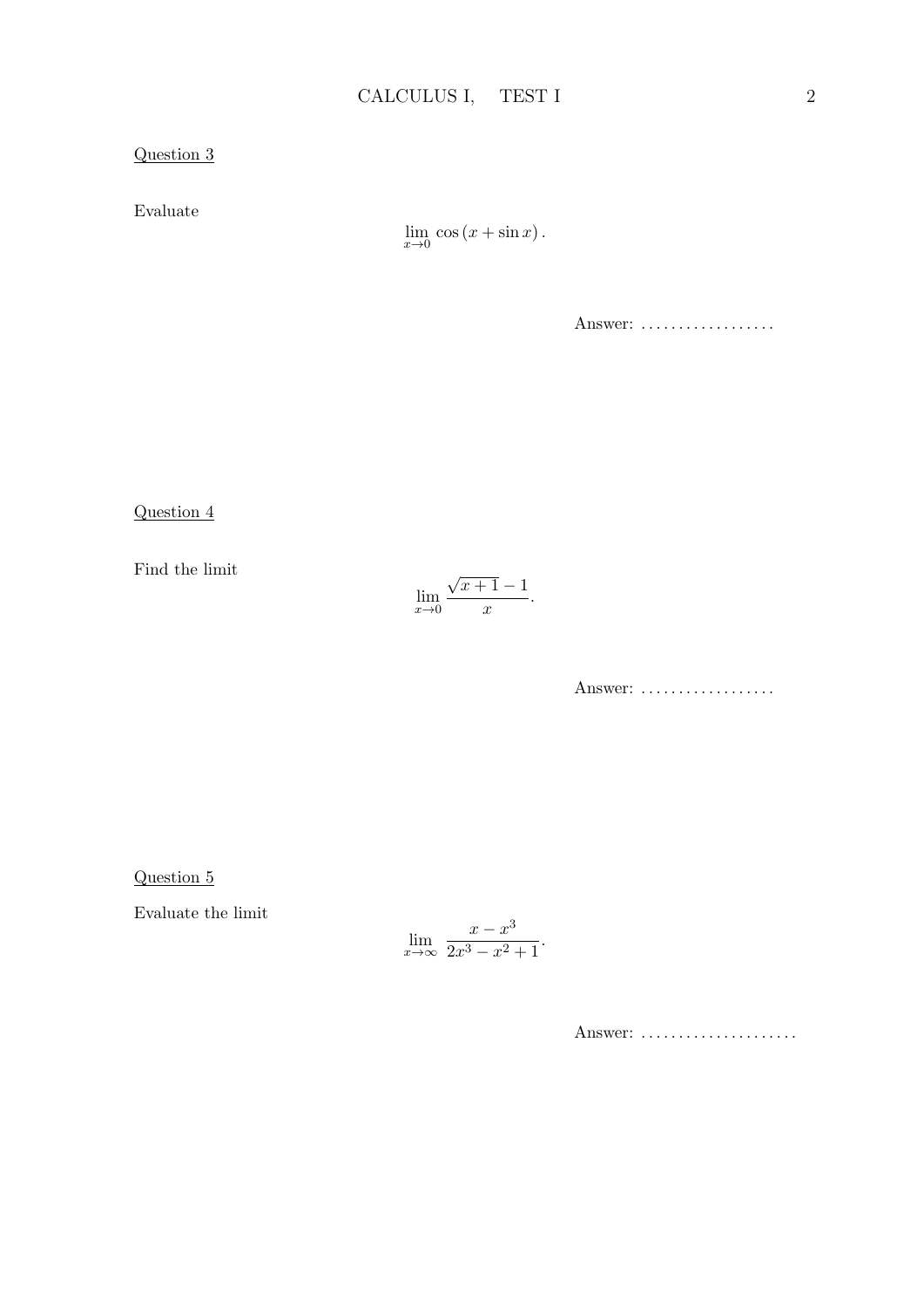<u>Question 3</u>

Evaluate

$$\lim_{x \to 0} \cos(x + \sin x).$$

Answer: ..................

<u>Question 4</u>

Find the limit

$$\lim_{x \to 0} \frac{\sqrt{x+1} - 1}{x}.$$

Answer: ..................

<u>Question 5</u>

Evaluate the limit

$$\lim_{x \to \infty} \frac{x - x^3}{2x^3 - x^2 + 1}.$$

Answer: .....................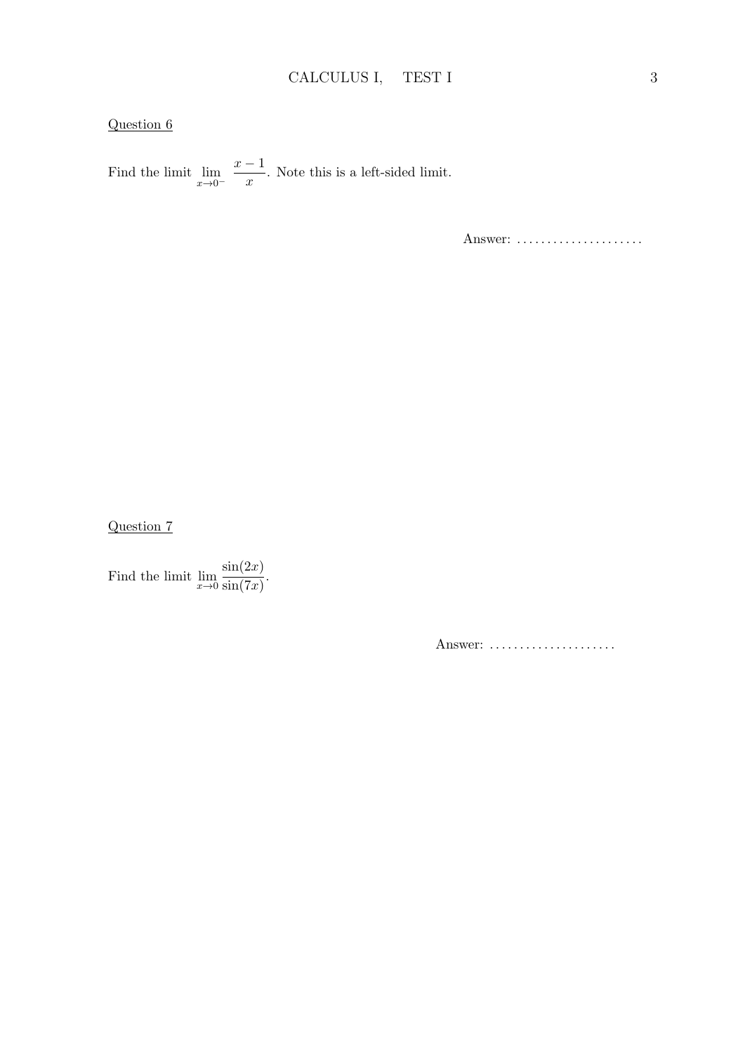Question 6

Find the limit $\lim_{x \to 0^-} \dfrac{x-1}{x}$. Note this is a left-sided limit.

Answer: .....................

Question 7

Find the limit $\lim_{x \to 0} \dfrac{\sin(2x)}{\sin(7x)}$.

Answer: .....................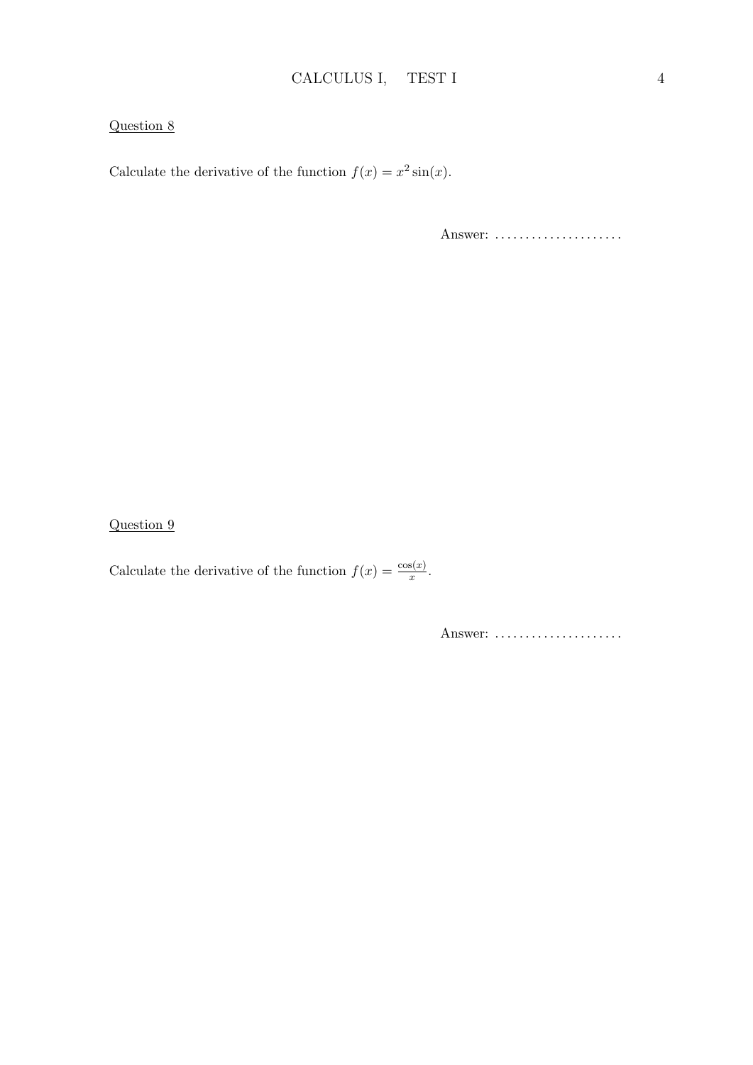Question 8

Calculate the derivative of the function $f(x) = x^2 \sin(x)$.

Answer: .....................

Question 9

Calculate the derivative of the function $f(x) = \frac{\cos(x)}{x}$.

Answer: .....................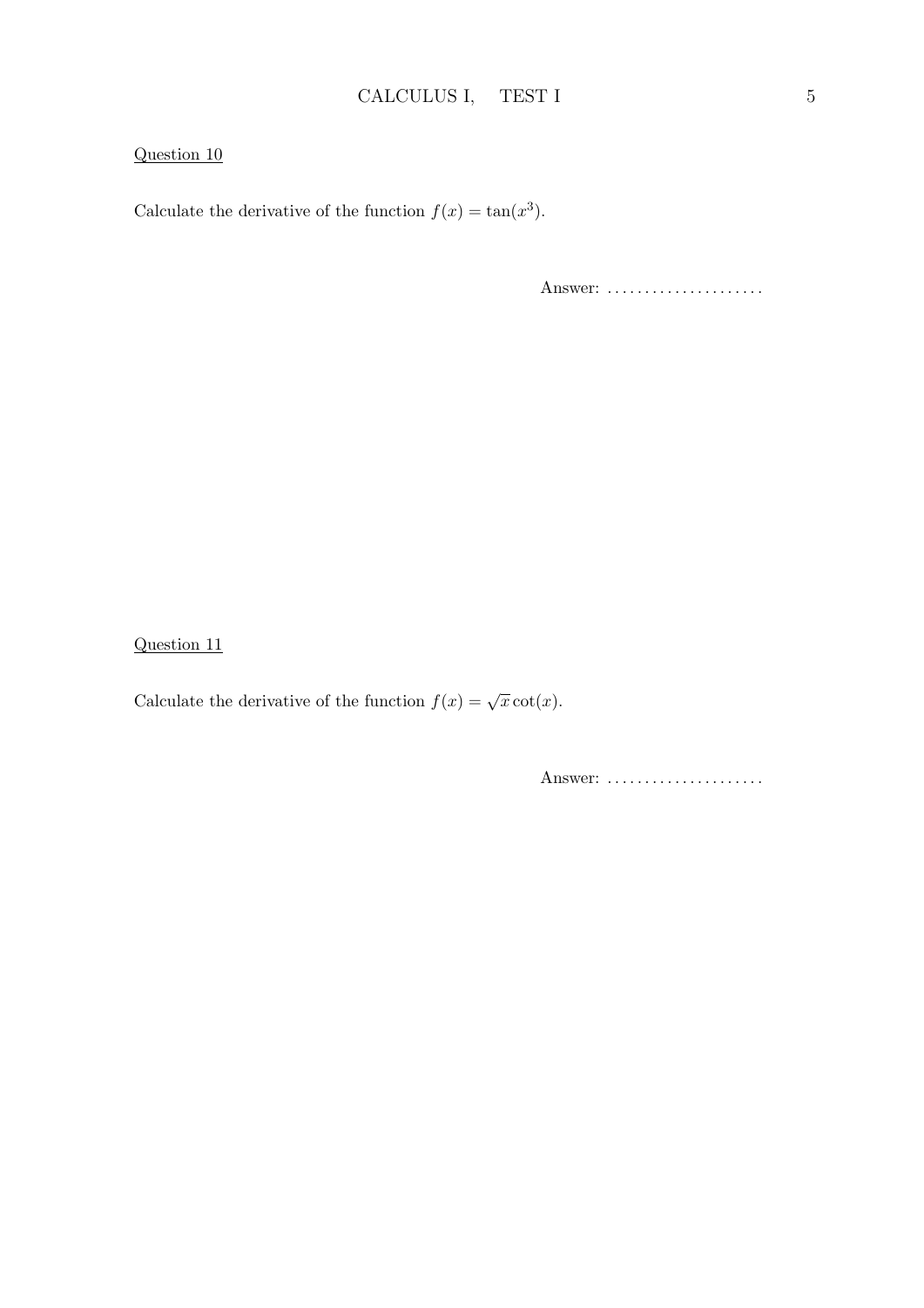<u>Question 10</u>

Calculate the derivative of the function $f(x) = \tan(x^3)$.

Answer: .....................

<u>Question 11</u>

Calculate the derivative of the function $f(x) = \sqrt{x}\cot(x)$.

Answer: .....................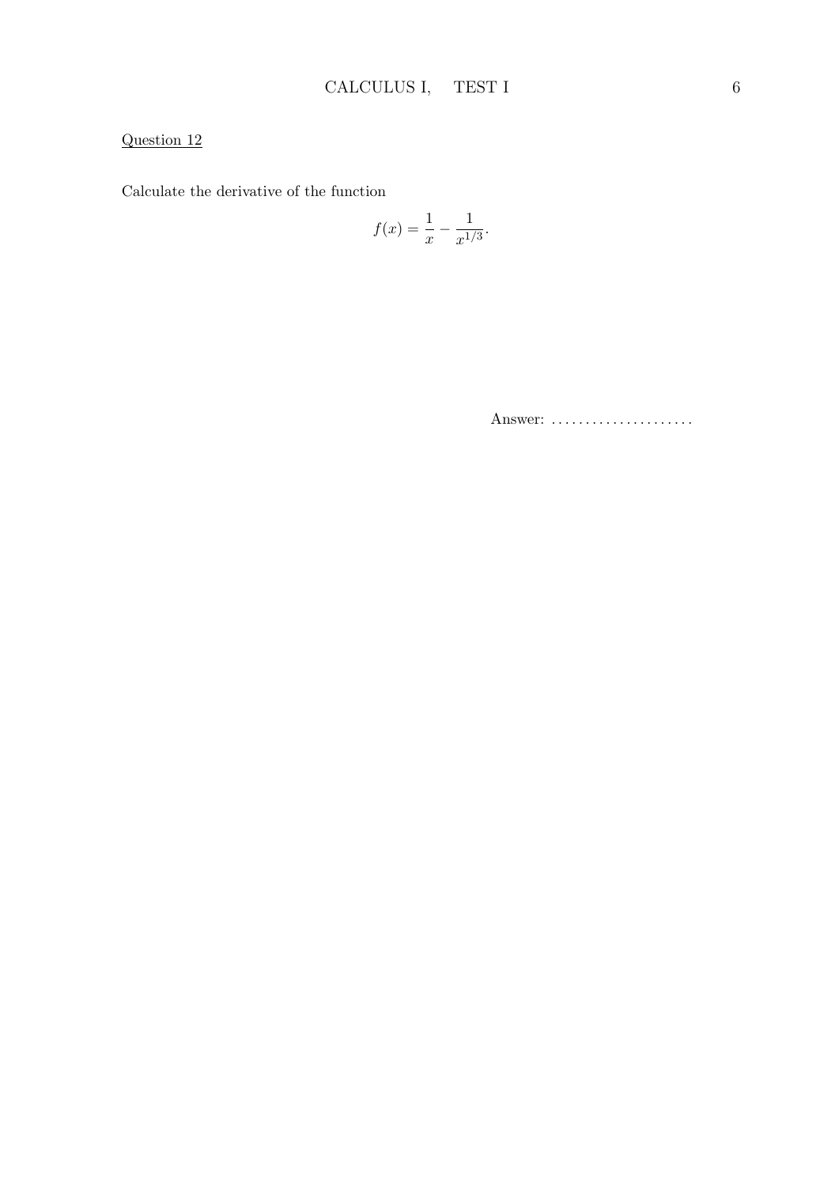Question 12

Calculate the derivative of the function

$$f(x) = \frac{1}{x} - \frac{1}{x^{1/3}}.$$

Answer: ....................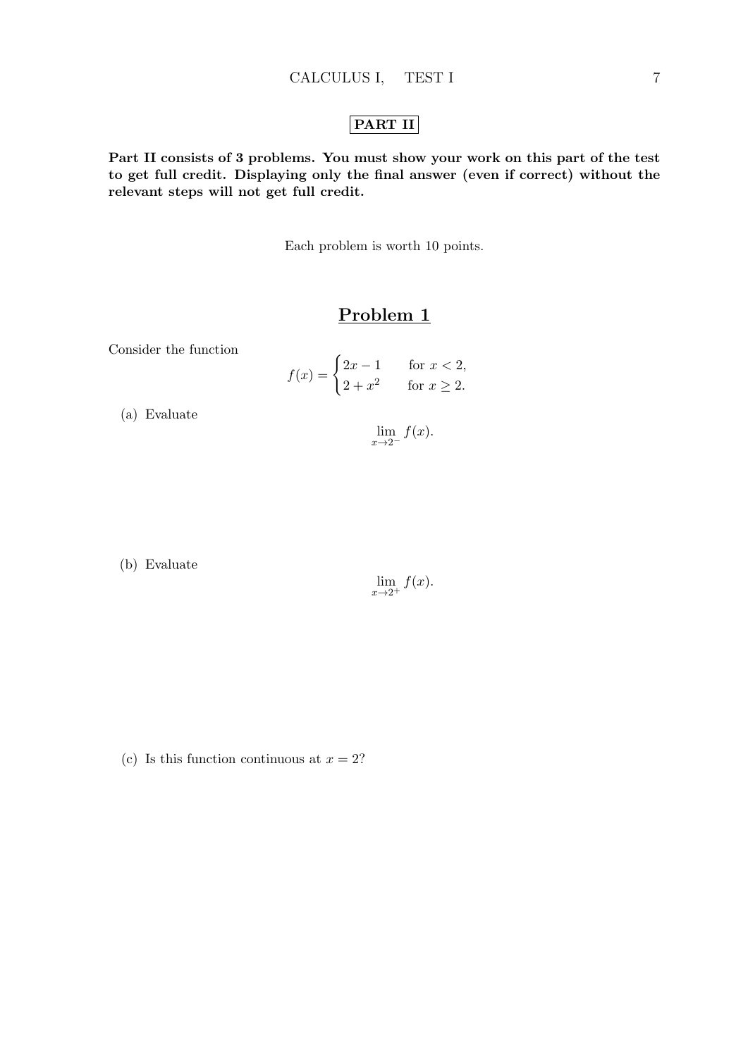## PART II

**Part II consists of 3 problems. You must show your work on this part of the test to get full credit. Displaying only the final answer (even if correct) without the relevant steps will not get full credit.**

Each problem is worth 10 points.

## Problem 1

Consider the function

$$f(x) = \begin{cases} 2x - 1 & \text{for } x < 2, \\ 2 + x^2 & \text{for } x \geq 2. \end{cases}$$

(a) Evaluate

$$\lim_{x \to 2^-} f(x).$$

(b) Evaluate

$$\lim_{x \to 2^+} f(x).$$

(c) Is this function continuous at $x = 2$?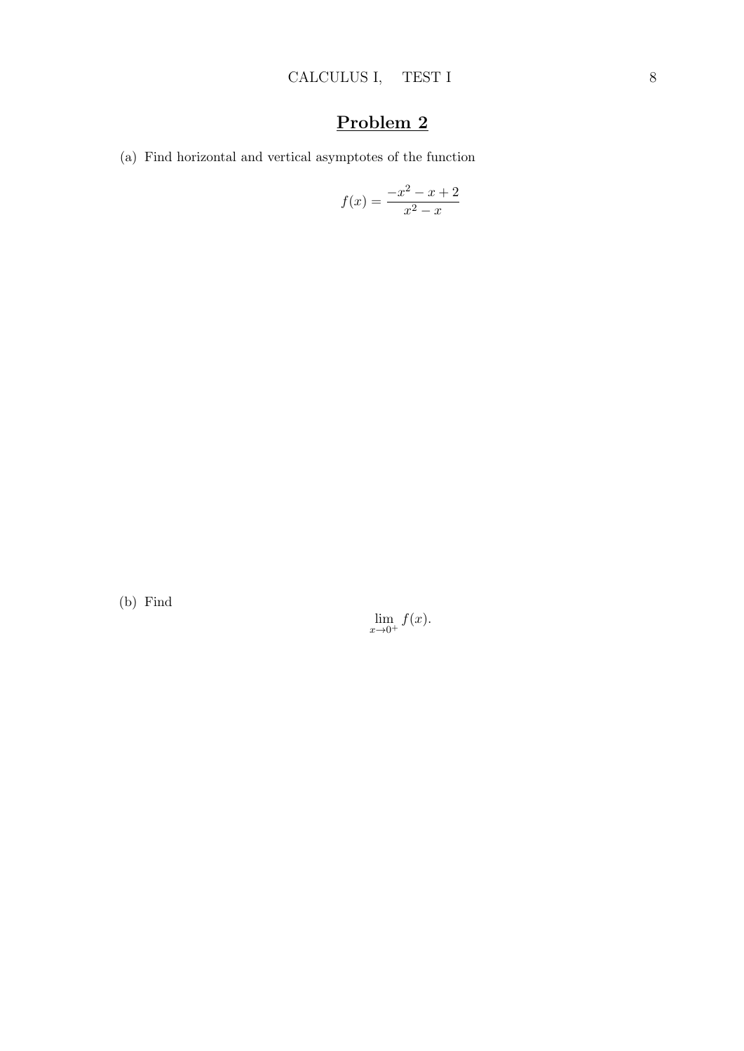## Problem 2

(a) Find horizontal and vertical asymptotes of the function

$$f(x) = \frac{-x^2 - x + 2}{x^2 - x}$$

(b) Find

$$\lim_{x \to 0^+} f(x).$$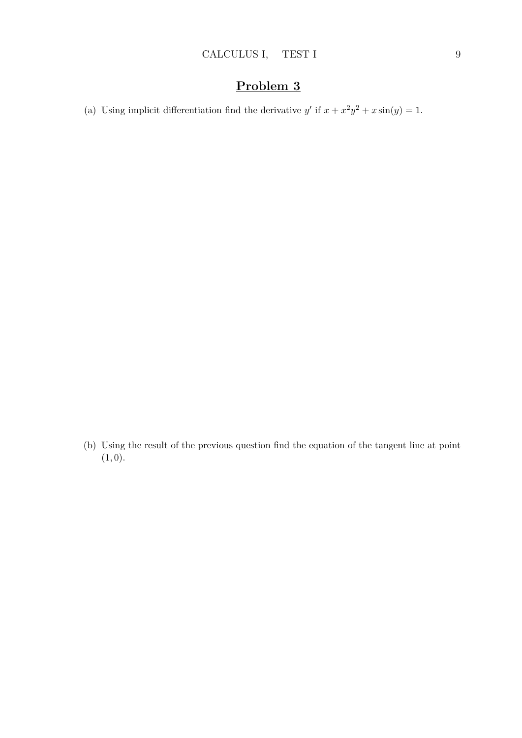## Problem 3

(a) Using implicit differentiation find the derivative $y'$ if $x + x^2y^2 + x\sin(y) = 1$.

(b) Using the result of the previous question find the equation of the tangent line at point $(1, 0)$.